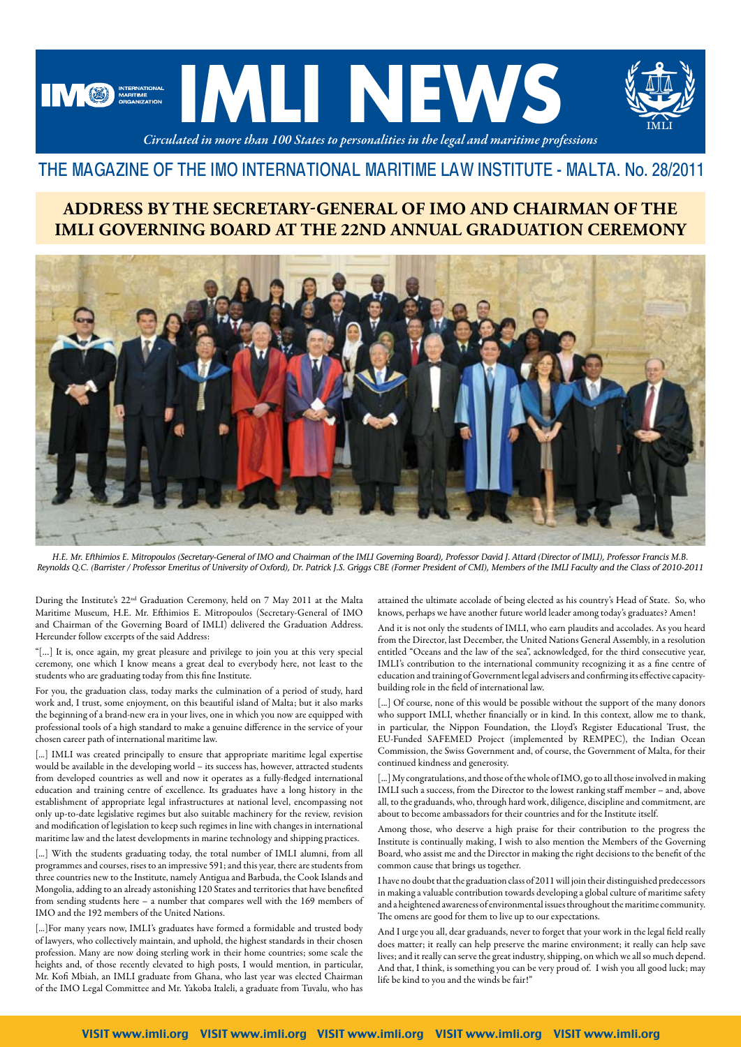# IMLI NEWS

*Circulated in more than 100 States to personalities in the legal and maritime professions*

## THE MAGAZINE OF THE IMO INTERNATIONAL MARITIME LAW INSTITUTE - MALTA. No. 28/2011

## ADDRESS BY THE SECRETARY-GENERAL OF IMO AND CHAIRMAN OF THE IMLI GOVERNING BOARD AT THE 22ND ANNUAL GRADUATION CEREMONY

*H.E. Mr. Efthimios E. Mitropoulos (Secretary-General of IMO and Chairman of the IMLI Governing Board), Professor David J. Attard (Director of IMLI), Professor Francis M.B. Reynolds Q.C. (Barrister / Professor Emeritus of University of Oxford), Dr. Patrick J.S. Griggs CBE (Former President of CMI), Members of the IMLI Faculty and the Class of 2010-2011*

During the Institute's 22nd Graduation Ceremony, held on 7 May 2011 at the Malta Maritime Museum, H.E. Mr. Efthimios E. Mitropoulos (Secretary-General of IMO and Chairman of the Governing Board of IMLI) delivered the Graduation Address. Hereunder follow excerpts of the said Address:

"[…] It is, once again, my great pleasure and privilege to join you at this very special ceremony, one which I know means a great deal to everybody here, not least to the students who are graduating today from this fine Institute.

For you, the graduation class, today marks the culmination of a period of study, hard work and, I trust, some enjoyment, on this beautiful island of Malta; but it also marks the beginning of a brand-new era in your lives, one in which you now are equipped with professional tools of a high standard to make a genuine difference in the service of your chosen career path of international maritime law.

[…] IMLI was created principally to ensure that appropriate maritime legal expertise would be available in the developing world – its success has, however, attracted students from developed countries as well and now it operates as a fully-fledged international education and training centre of excellence. Its graduates have a long history in the establishment of appropriate legal infrastructures at national level, encompassing not only up-to-date legislative regimes but also suitable machinery for the review, revision and modification of legislation to keep such regimes in line with changes in international maritime law and the latest developments in marine technology and shipping practices.

[…] With the students graduating today, the total number of IMLI alumni, from all programmes and courses, rises to an impressive 591; and this year, there are students from three countries new to the Institute, namely Antigua and Barbuda, the Cook Islands and Mongolia, adding to an already astonishing 120 States and territories that have benefited from sending students here – a number that compares well with the 169 members of IMO and the 192 members of the United Nations.

[…]For many years now, IMLI's graduates have formed a formidable and trusted body of lawyers, who collectively maintain, and uphold, the highest standards in their chosen profession. Many are now doing sterling work in their home countries; some scale the heights and, of those recently elevated to high posts, I would mention, in particular, Mr. Kofi Mbiah, an IMLI graduate from Ghana, who last year was elected Chairman of the IMO Legal Committee and Mr. Yakoba Italeli, a graduate from Tuvalu, who has attained the ultimate accolade of being elected as his country's Head of State. So, who knows, perhaps we have another future world leader among today's graduates? Amen!

And it is not only the students of IMLI, who earn plaudits and accolades. As you heard from the Director, last December, the United Nations General Assembly, in a resolution entitled "Oceans and the law of the sea", acknowledged, for the third consecutive year, IMLI's contribution to the international community recognizing it as a fine centre of education and training of Government legal advisers and confirming its effective capacity-building role in the field of international law.

[…] Of course, none of this would be possible without the support of the many donors who support IMLI, whether financially or in kind. In this context, allow me to thank, in particular, the Nippon Foundation, the Lloyd's Register Educational Trust, the EU-Funded SAFEMED Project (implemented by REMPEC), the Indian Ocean Commission, the Swiss Government and, of course, the Government of Malta, for their continued kindness and generosity.

[…] My congratulations, and those of the whole of IMO, go to all those involved in making IMLI such a success, from the Director to the lowest ranking staff member – and, above all, to the graduands, who, through hard work, diligence, discipline and commitment, are about to become ambassadors for their countries and for the Institute itself.

Among those, who deserve a high praise for their contribution to the progress the Institute is continually making, I wish to also mention the Members of the Governing Board, who assist me and the Director in making the right decisions to the benefit of the common cause that brings us together.

I have no doubt that the graduation class of 2011 will join their distinguished predecessors in making a valuable contribution towards developing a global culture of maritime safety and a heightened awareness of environmental issues throughout the maritime community. The omens are good for them to live up to our expectations.

And I urge you all, dear graduands, never to forget that your work in the legal field really does matter; it really can help preserve the marine environment; it really can help save lives; and it really can serve the great industry, shipping, on which we all so much depend. And that, I think, is something you can be very proud of. I wish you all good luck; may life be kind to you and the winds be fair!"

**VISIT www.imli.org VISIT www.imli.org VISIT www.imli.org VISIT www.imli.org VISIT www.imli.org**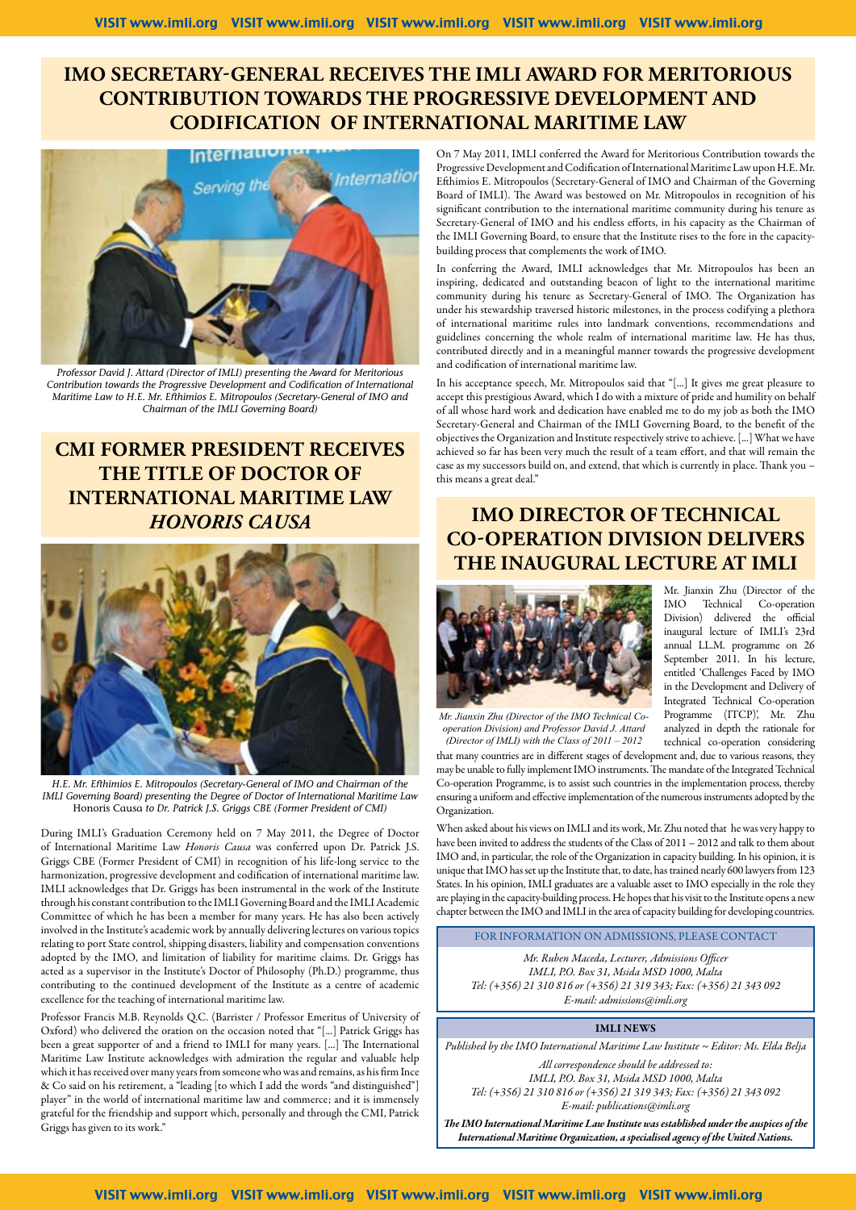## IMO SECRETARY-GENERAL RECEIVES THE IMLI AWARD FOR MERITORIOUS CONTRIBUTION TOWARDS THE PROGRESSIVE DEVELOPMENT AND CODIFICATION OF INTERNATIONAL MARITIME LAW

*Professor David J. Attard (Director of IMLI) presenting the Award for Meritorious Contribution towards the Progressive Development and Codification of International Maritime Law to H.E. Mr. Efthimios E. Mitropoulos (Secretary-General of IMO and Chairman of the IMLI Governing Board)*

On 7 May 2011, IMLI conferred the Award for Meritorious Contribution towards the Progressive Development and Codification of International Maritime Law upon H.E. Mr. Efthimios E. Mitropoulos (Secretary-General of IMO and Chairman of the Governing Board of IMLI). The Award was bestowed on Mr. Mitropoulos in recognition of his significant contribution to the international maritime community during his tenure as Secretary-General of IMO and his endless efforts, in his capacity as the Chairman of the IMLI Governing Board, to ensure that the Institute rises to the fore in the capacity-building process that complements the work of IMO.

In conferring the Award, IMLI acknowledges that Mr. Mitropoulos has been an inspiring, dedicated and outstanding beacon of light to the international maritime community during his tenure as Secretary-General of IMO. The Organization has under his stewardship traversed historic milestones, in the process codifying a plethora of international maritime rules into landmark conventions, recommendations and guidelines concerning the whole realm of international maritime law. He has thus, contributed directly and in a meaningful manner towards the progressive development and codification of international maritime law.

In his acceptance speech, Mr. Mitropoulos said that "[...] It gives me great pleasure to accept this prestigious Award, which I do with a mixture of pride and humility on behalf of all whose hard work and dedication have enabled me to do my job as both the IMO Secretary-General and Chairman of the IMLI Governing Board, to the benefit of the objectives the Organization and Institute respectively strive to achieve. [...] What we have achieved so far has been very much the result of a team effort, and that will remain the case as my successors build on, and extend, that which is currently in place. Thank you – this means a great deal."

## CMI FORMER PRESIDENT RECEIVES THE TITLE OF DOCTOR OF INTERNATIONAL MARITIME LAW *HONORIS CAUSA*

*H.E. Mr. Efthimios E. Mitropoulos (Secretary-General of IMO and Chairman of the IMLI Governing Board) presenting the Degree of Doctor of International Maritime Law* Honoris Causa *to Dr. Patrick J.S. Griggs CBE (Former President of CMI)*

During IMLI's Graduation Ceremony held on 7 May 2011, the Degree of Doctor of International Maritime Law *Honoris Causa* was conferred upon Dr. Patrick J.S. Griggs CBE (Former President of CMI) in recognition of his life-long service to the harmonization, progressive development and codification of international maritime law. IMLI acknowledges that Dr. Griggs has been instrumental in the work of the Institute through his constant contribution to the IMLI Governing Board and the IMLI Academic Committee of which he has been a member for many years. He has also been actively involved in the Institute's academic work by annually delivering lectures on various topics relating to port State control, shipping disasters, liability and compensation conventions adopted by the IMO, and limitation of liability for maritime claims. Dr. Griggs has acted as a supervisor in the Institute's Doctor of Philosophy (Ph.D.) programme, thus contributing to the continued development of the Institute as a centre of academic excellence for the teaching of international maritime law.

Professor Francis M.B. Reynolds Q.C. (Barrister / Professor Emeritus of University of Oxford) who delivered the oration on the occasion noted that "[...] Patrick Griggs has been a great supporter of and a friend to IMLI for many years. [...] The International Maritime Law Institute acknowledges with admiration the regular and valuable help which it has received over many years from someone who was and remains, as his firm Ince & Co said on his retirement, a "leading [to which I add the words "and distinguished"] player" in the world of international maritime law and commerce; and it is immensely grateful for the friendship and support which, personally and through the CMI, Patrick Griggs has given to its work."

## IMO DIRECTOR OF TECHNICAL CO-OPERATION DIVISION DELIVERS THE INAUGURAL LECTURE AT IMLI

*Mr. Jianxin Zhu (Director of the IMO Technical Co-operation Division) and Professor David J. Attard (Director of IMLI) with the Class of 2011 – 2012*

Mr. Jianxin Zhu (Director of the IMO Technical Co-operation Division) delivered the official inaugural lecture of IMLI's 23rd annual LL.M. programme on 26 September 2011. In his lecture, entitled 'Challenges Faced by IMO in the Development and Delivery of Integrated Technical Co-operation Programme (ITCP)', Mr. Zhu analyzed in depth the rationale for technical co-operation considering that many countries are in different stages of development and, due to various reasons, they may be unable to fully implement IMO instruments. The mandate of the Integrated Technical Co-operation Programme, is to assist such countries in the implementation process, thereby ensuring a uniform and effective implementation of the numerous instruments adopted by the Organization.

When asked about his views on IMLI and its work, Mr. Zhu noted that he was very happy to have been invited to address the students of the Class of 2011 – 2012 and talk to them about IMO and, in particular, the role of the Organization in capacity building. In his opinion, it is unique that IMO has set up the Institute that, to date, has trained nearly 600 lawyers from 123 States. In his opinion, IMLI graduates are a valuable asset to IMO especially in the role they are playing in the capacity-building process. He hopes that his visit to the Institute opens a new chapter between the IMO and IMLI in the area of capacity building for developing countries.

**FOR INFORMATION ON ADMISSIONS, PLEASE CONTACT**

*Mr. Ruben Maceda, Lecturer, Admissions Officer*
*IMLI, P.O. Box 31, Msida MSD 1000, Malta*
*Tel: (+356) 21 310 816 or (+356) 21 319 343; Fax: (+356) 21 343 092*
*E-mail: admissions@imli.org*

**IMLI NEWS**

*Published by the IMO International Maritime Law Institute ~ Editor: Ms. Elda Belja*

*All correspondence should be addressed to:*
*IMLI, P.O. Box 31, Msida MSD 1000, Malta*
*Tel: (+356) 21 310 816 or (+356) 21 319 343; Fax: (+356) 21 343 092*
*E-mail: publications@imli.org*

***The IMO International Maritime Law Institute was established under the auspices of the International Maritime Organization, a specialised agency of the United Nations.***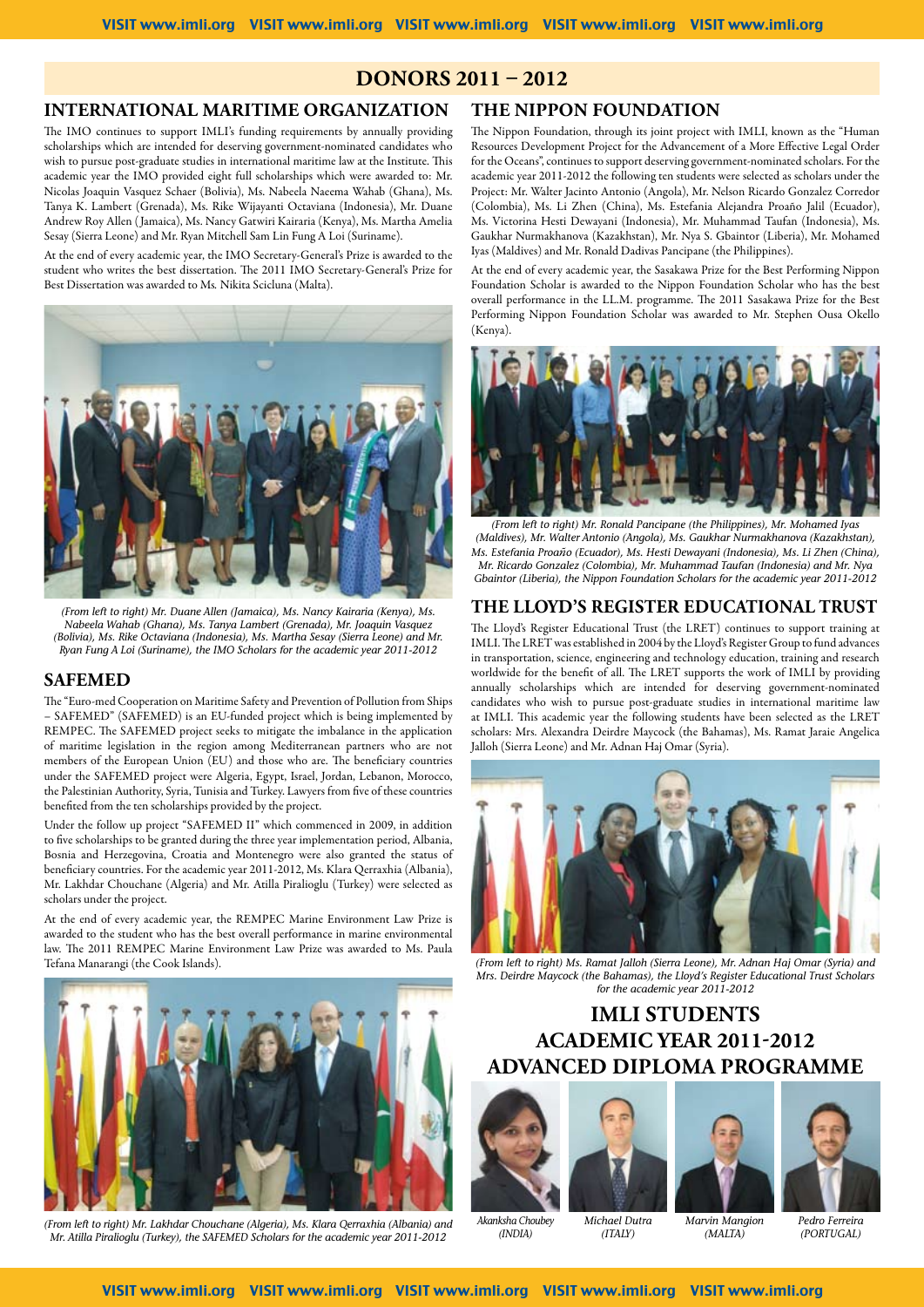# DONORS 2011 – 2012

## INTERNATIONAL MARITIME ORGANIZATION

The IMO continues to support IMLI's funding requirements by annually providing scholarships which are intended for deserving government-nominated candidates who wish to pursue post-graduate studies in international maritime law at the Institute. This academic year the IMO provided eight full scholarships which were awarded to: Mr. Nicolas Joaquin Vasquez Schaer (Bolivia), Ms. Nabeela Naeema Wahab (Ghana), Ms. Tanya K. Lambert (Grenada), Ms. Rike Wijayanti Octaviana (Indonesia), Mr. Duane Andrew Roy Allen (Jamaica), Ms. Nancy Gatwiri Kairaria (Kenya), Ms. Martha Amelia Sesay (Sierra Leone) and Mr. Ryan Mitchell Sam Lin Fung A Loi (Suriname).

At the end of every academic year, the IMO Secretary-General's Prize is awarded to the student who writes the best dissertation. The 2011 IMO Secretary-General's Prize for Best Dissertation was awarded to Ms. Nikita Scicluna (Malta).

*(From left to right) Mr. Duane Allen (Jamaica), Ms. Nancy Kairaria (Kenya), Ms. Nabeela Wahab (Ghana), Ms. Tanya Lambert (Grenada), Mr. Joaquin Vasquez (Bolivia), Ms. Rike Octaviana (Indonesia), Ms. Martha Sesay (Sierra Leone) and Mr. Ryan Fung A Loi (Suriname), the IMO Scholars for the academic year 2011-2012*

## SAFEMED

The "Euro-med Cooperation on Maritime Safety and Prevention of Pollution from Ships – SAFEMED" (SAFEMED) is an EU-funded project which is being implemented by REMPEC. The SAFEMED project seeks to mitigate the imbalance in the application of maritime legislation in the region among Mediterranean partners who are not members of the European Union (EU) and those who are. The beneficiary countries under the SAFEMED project were Algeria, Egypt, Israel, Jordan, Lebanon, Morocco, the Palestinian Authority, Syria, Tunisia and Turkey. Lawyers from five of these countries benefited from the ten scholarships provided by the project.

Under the follow up project "SAFEMED II" which commenced in 2009, in addition to five scholarships to be granted during the three year implementation period, Albania, Bosnia and Herzegovina, Croatia and Montenegro were also granted the status of beneficiary countries. For the academic year 2011-2012, Ms. Klara Qerraxhia (Albania), Mr. Lakhdar Chouchane (Algeria) and Mr. Atilla Piralioglu (Turkey) were selected as scholars under the project.

At the end of every academic year, the REMPEC Marine Environment Law Prize is awarded to the student who has the best overall performance in marine environmental law. The 2011 REMPEC Marine Environment Law Prize was awarded to Ms. Paula Tefana Manarangi (the Cook Islands).

*(From left to right) Mr. Lakhdar Chouchane (Algeria), Ms. Klara Qerraxhia (Albania) and Mr. Atilla Piralioglu (Turkey), the SAFEMED Scholars for the academic year 2011-2012*

## THE NIPPON FOUNDATION

The Nippon Foundation, through its joint project with IMLI, known as the "Human Resources Development Project for the Advancement of a More Effective Legal Order for the Oceans", continues to support deserving government-nominated scholars. For the academic year 2011-2012 the following ten students were selected as scholars under the Project: Mr. Walter Jacinto Antonio (Angola), Mr. Nelson Ricardo Gonzalez Corredor (Colombia), Ms. Li Zhen (China), Ms. Estefania Alejandra Proaño Jalil (Ecuador), Ms. Victorina Hesti Dewayani (Indonesia), Mr. Muhammad Taufan (Indonesia), Ms. Gaukhar Nurmakhanova (Kazakhstan), Mr. Nya S. Gbaintor (Liberia), Mr. Mohamed Iyas (Maldives) and Mr. Ronald Dadivas Pancipane (the Philippines).

At the end of every academic year, the Sasakawa Prize for the Best Performing Nippon Foundation Scholar is awarded to the Nippon Foundation Scholar who has the best overall performance in the LL.M. programme. The 2011 Sasakawa Prize for the Best Performing Nippon Foundation Scholar was awarded to Mr. Stephen Ousa Okello (Kenya).

*(From left to right) Mr. Ronald Pancipane (the Philippines), Mr. Mohamed Iyas (Maldives), Mr. Walter Antonio (Angola), Ms. Gaukhar Nurmakhanova (Kazakhstan), Ms. Estefania Proaño (Ecuador), Ms. Hesti Dewayani (Indonesia), Ms. Li Zhen (China), Mr. Ricardo Gonzalez (Colombia), Mr. Muhammad Taufan (Indonesia) and Mr. Nya Gbaintor (Liberia), the Nippon Foundation Scholars for the academic year 2011-2012*

## THE LLOYD'S REGISTER EDUCATIONAL TRUST

The Lloyd's Register Educational Trust (the LRET) continues to support training at IMLI. The LRET was established in 2004 by the Lloyd's Register Group to fund advances in transportation, science, engineering and technology education, training and research worldwide for the benefit of all. The LRET supports the work of IMLI by providing annually scholarships which are intended for deserving government-nominated candidates who wish to pursue post-graduate studies in international maritime law at IMLI. This academic year the following students have been selected as the LRET scholars: Mrs. Alexandra Deirdre Maycock (the Bahamas), Ms. Ramat Jaraie Angelica Jalloh (Sierra Leone) and Mr. Adnan Haj Omar (Syria).

*(From left to right) Ms. Ramat Jalloh (Sierra Leone), Mr. Adnan Haj Omar (Syria) and Mrs. Deirdre Maycock (the Bahamas), the Lloyd's Register Educational Trust Scholars for the academic year 2011-2012*

# IMLI STUDENTS ACADEMIC YEAR 2011-2012 ADVANCED DIPLOMA PROGRAMME

*Akanksha Choubey (INDIA)*

*Michael Dutra (ITALY)*

*Marvin Mangion (MALTA)*

*Pedro Ferreira (PORTUGAL)*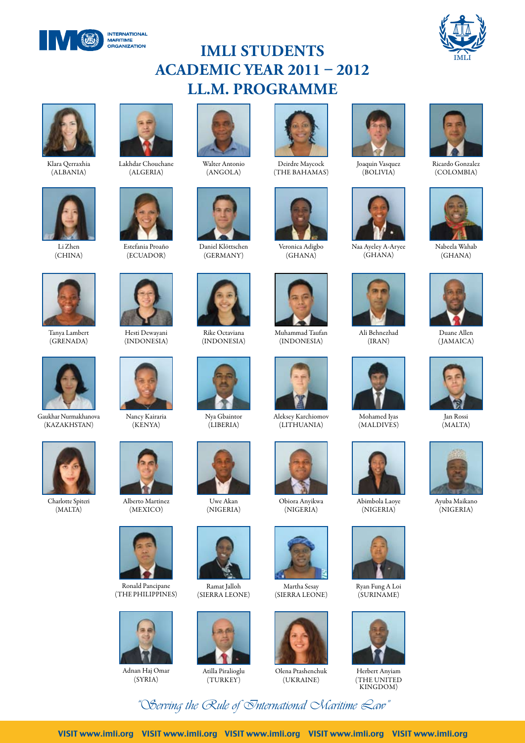INTERNATIONAL MARITIME ORGANIZATION

IMLI

# IMLI STUDENTS ACADEMIC YEAR 2011 – 2012 LL.M. PROGRAMME

Klara Qerraxhia (ALBANIA)

Lakhdar Chouchane (ALGERIA)

Walter Antonio (ANGOLA)

Deirdre Maycock (THE BAHAMAS)

Joaquin Vasquez (BOLIVIA)

Ricardo Gonzalez (COLOMBIA)

Li Zhen (CHINA)

Estefania Proaño (ECUADOR)

Daniel Klöttschen (GERMANY)

Veronica Adigbo (GHANA)

Naa Ayeley A-Aryee (GHANA)

Nabeela Wahab (GHANA)

Tanya Lambert (GRENADA)

Hesti Dewayani (INDONESIA)

Rike Octaviana (INDONESIA)

Muhammad Taufan (INDONESIA)

Ali Behnezhad (IRAN)

Duane Allen (JAMAICA)

Gaukhar Nurmakhanova (KAZAKHSTAN)

Nancy Kairaria (KENYA)

Nya Gbaintor (LIBERIA)

Aleksey Karchiomov (LITHUANIA)

Mohamed Iyas (MALDIVES)

Jan Rossi (MALTA)

Charlotte Spiteri (MALTA)

Alberto Martinez (MEXICO)

Uwe Akan (NIGERIA)

Obiora Anyikwa (NIGERIA)

Abimbola Laoye (NIGERIA)

Ayuba Maikano (NIGERIA)

Ronald Pancipane (THE PHILIPPINES)

Ramat Jalloh (SIERRA LEONE)

Martha Sesay (SIERRA LEONE)

Ryan Fung A Loi (SURINAME)

Adnan Haj Omar (SYRIA)

Atilla Piralioglu (TURKEY)

Olena Ptashenchuk (UKRAINE)

Herbert Anyiam (THE UNITED KINGDOM)

*"Serving the Rule of International Maritime Law"*

VISIT www.imli.org VISIT www.imli.org VISIT www.imli.org VISIT www.imli.org VISIT www.imli.org